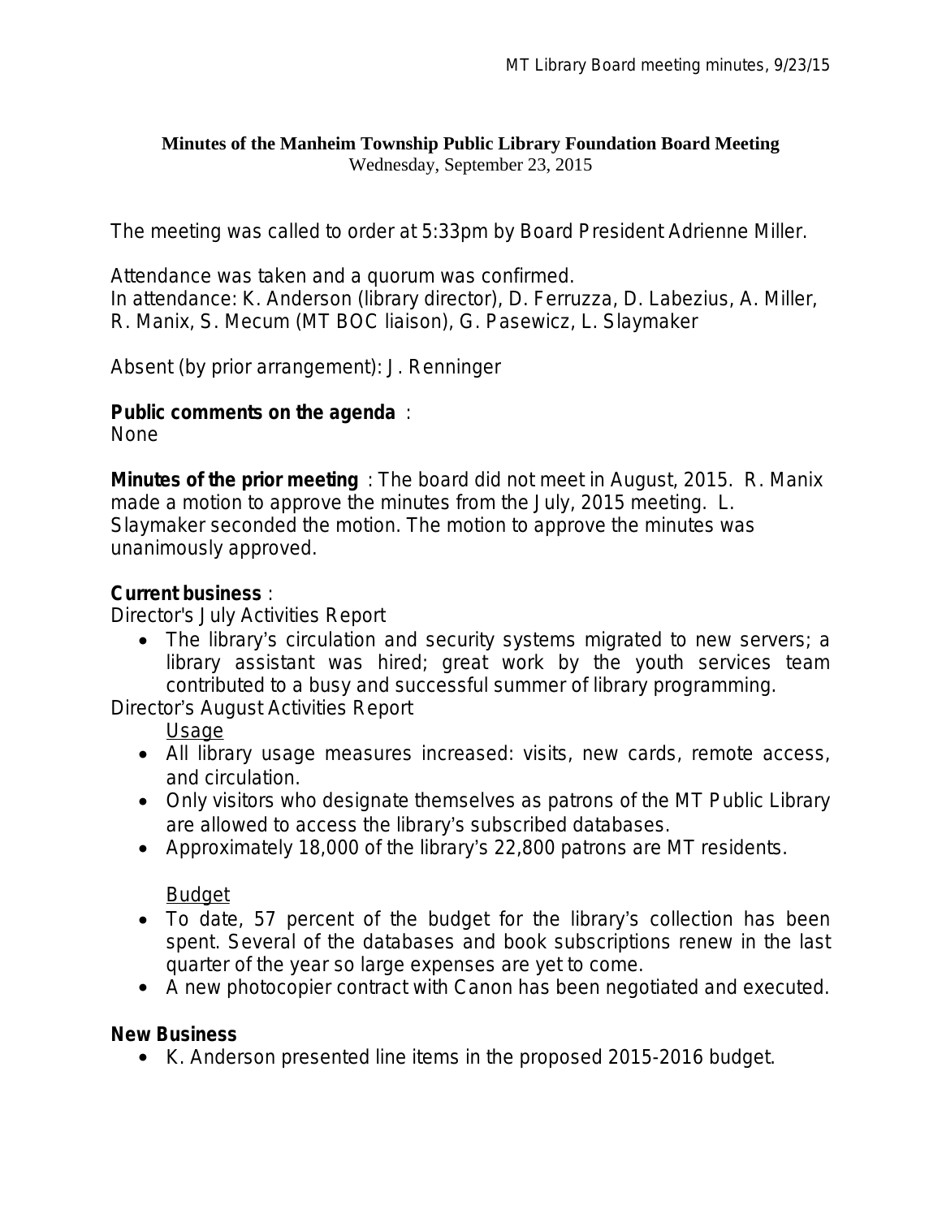**Minutes of the Manheim Township Public Library Foundation Board Meeting**
Wednesday, September 23, 2015

The meeting was called to order at 5:33pm by Board President Adrienne Miller.

Attendance was taken and a quorum was confirmed.
In attendance: K. Anderson (library director), D. Ferruzza, D. Labezius, A. Miller, R. Manix, S. Mecum (MT BOC liaison), G. Pasewicz, L. Slaymaker

Absent (by prior arrangement): J. Renninger

**Public comments on the agenda**:
None

**Minutes of the prior meeting**: The board did not meet in August, 2015. R. Manix made a motion to approve the minutes from the July, 2015 meeting. L. Slaymaker seconded the motion. The motion to approve the minutes was unanimously approved.

**Current business**:
Director's July Activities Report

- The library's circulation and security systems migrated to new servers; a library assistant was hired; great work by the youth services team contributed to a busy and successful summer of library programming.

Director's August Activities Report

Usage

- All library usage measures increased: visits, new cards, remote access, and circulation.
- Only visitors who designate themselves as patrons of the MT Public Library are allowed to access the library's subscribed databases.
- Approximately 18,000 of the library's 22,800 patrons are MT residents.

Budget

- To date, 57 percent of the budget for the library's collection has been spent. Several of the databases and book subscriptions renew in the last quarter of the year so large expenses are yet to come.
- A new photocopier contract with Canon has been negotiated and executed.

**New Business**

- K. Anderson presented line items in the proposed 2015-2016 budget.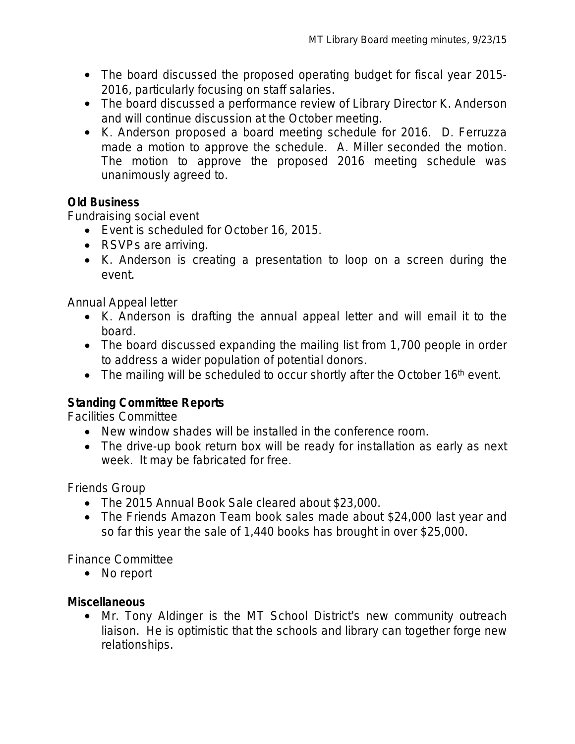- The board discussed the proposed operating budget for fiscal year 2015-2016, particularly focusing on staff salaries.
- The board discussed a performance review of Library Director K. Anderson and will continue discussion at the October meeting.
- K. Anderson proposed a board meeting schedule for 2016. D. Ferruzza made a motion to approve the schedule. A. Miller seconded the motion. The motion to approve the proposed 2016 meeting schedule was unanimously agreed to.

**Old Business**

Fundraising social event

- Event is scheduled for October 16, 2015.
- RSVPs are arriving.
- K. Anderson is creating a presentation to loop on a screen during the event.

Annual Appeal letter

- K. Anderson is drafting the annual appeal letter and will email it to the board.
- The board discussed expanding the mailing list from 1,700 people in order to address a wider population of potential donors.
- The mailing will be scheduled to occur shortly after the October 16th event.

**Standing Committee Reports**

Facilities Committee

- New window shades will be installed in the conference room.
- The drive-up book return box will be ready for installation as early as next week. It may be fabricated for free.

Friends Group

- The 2015 Annual Book Sale cleared about $23,000.
- The Friends Amazon Team book sales made about $24,000 last year and so far this year the sale of 1,440 books has brought in over $25,000.

Finance Committee

- No report

**Miscellaneous**

- Mr. Tony Aldinger is the MT School District's new community outreach liaison. He is optimistic that the schools and library can together forge new relationships.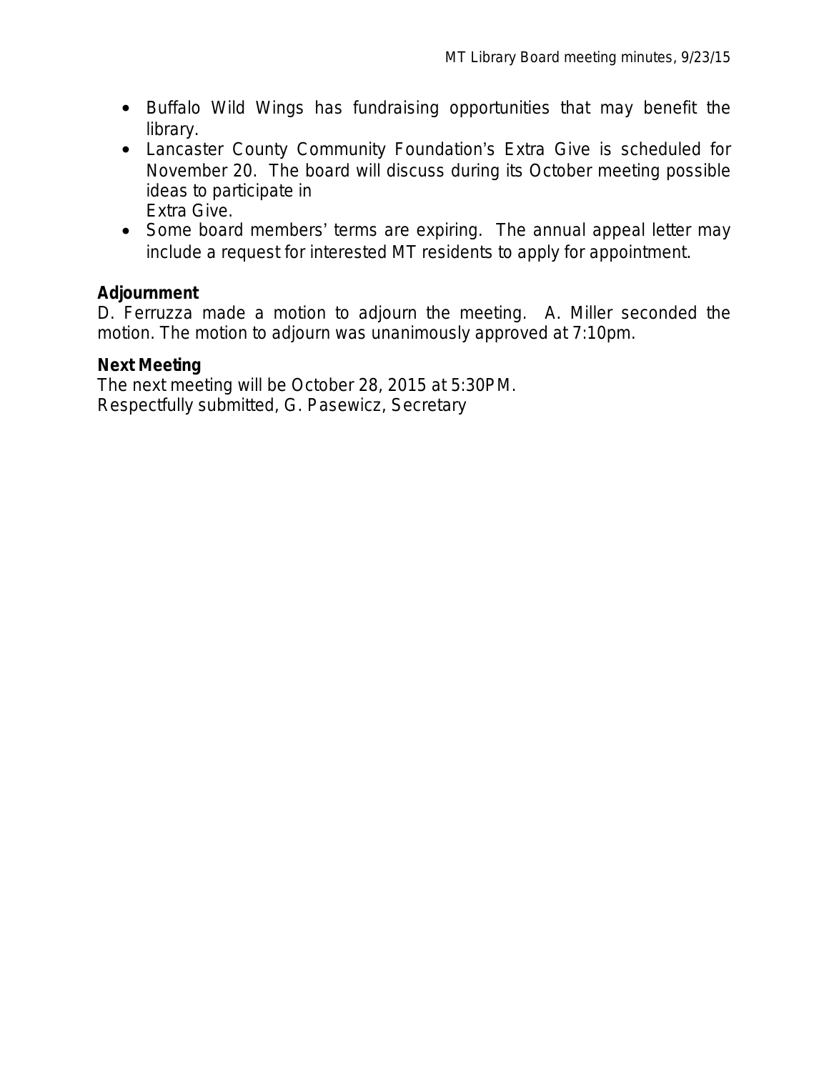- Buffalo Wild Wings has fundraising opportunities that may benefit the library.
- Lancaster County Community Foundation's Extra Give is scheduled for November 20. The board will discuss during its October meeting possible ideas to participate in Extra Give.
- Some board members' terms are expiring. The annual appeal letter may include a request for interested MT residents to apply for appointment.

**Adjournment**

D. Ferruzza made a motion to adjourn the meeting. A. Miller seconded the motion. The motion to adjourn was unanimously approved at 7:10pm.

**Next Meeting**

The next meeting will be October 28, 2015 at 5:30PM.
Respectfully submitted, G. Pasewicz, Secretary